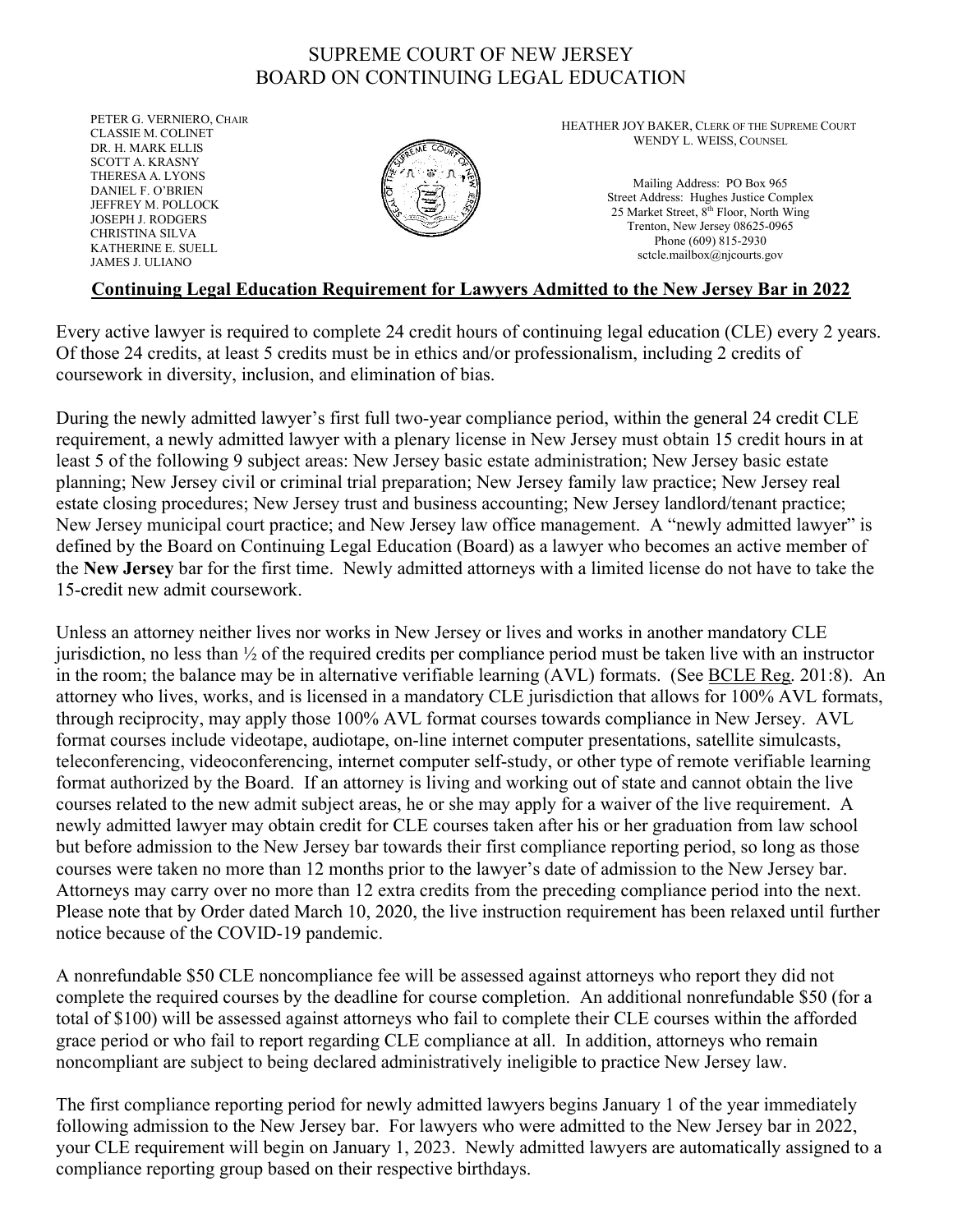# SUPREME COURT OF NEW JERSEY
# BOARD ON CONTINUING LEGAL EDUCATION

PETER G. VERNIERO, CHAIR
CLASSIE M. COLINET
DR. H. MARK ELLIS
SCOTT A. KRASNY
THERESA A. LYONS
DANIEL F. O'BRIEN
JEFFREY M. POLLOCK
JOSEPH J. RODGERS
CHRISTINA SILVA
KATHERINE E. SUELL
JAMES J. ULIANO

HEATHER JOY BAKER, CLERK OF THE SUPREME COURT
WENDY L. WEISS, COUNSEL

Mailing Address: PO Box 965
Street Address: Hughes Justice Complex
25 Market Street, 8th Floor, North Wing
Trenton, New Jersey 08625-0965
Phone (609) 815-2930
sctcle.mailbox@njcourts.gov

## **Continuing Legal Education Requirement for Lawyers Admitted to the New Jersey Bar in 2022**

Every active lawyer is required to complete 24 credit hours of continuing legal education (CLE) every 2 years. Of those 24 credits, at least 5 credits must be in ethics and/or professionalism, including 2 credits of coursework in diversity, inclusion, and elimination of bias.

During the newly admitted lawyer's first full two-year compliance period, within the general 24 credit CLE requirement, a newly admitted lawyer with a plenary license in New Jersey must obtain 15 credit hours in at least 5 of the following 9 subject areas: New Jersey basic estate administration; New Jersey basic estate planning; New Jersey civil or criminal trial preparation; New Jersey family law practice; New Jersey real estate closing procedures; New Jersey trust and business accounting; New Jersey landlord/tenant practice; New Jersey municipal court practice; and New Jersey law office management. A "newly admitted lawyer" is defined by the Board on Continuing Legal Education (Board) as a lawyer who becomes an active member of the **New Jersey** bar for the first time. Newly admitted attorneys with a limited license do not have to take the 15-credit new admit coursework.

Unless an attorney neither lives nor works in New Jersey or lives and works in another mandatory CLE jurisdiction, no less than ½ of the required credits per compliance period must be taken live with an instructor in the room; the balance may be in alternative verifiable learning (AVL) formats. (See BCLE Reg. 201:8). An attorney who lives, works, and is licensed in a mandatory CLE jurisdiction that allows for 100% AVL formats, through reciprocity, may apply those 100% AVL format courses towards compliance in New Jersey. AVL format courses include videotape, audiotape, on-line internet computer presentations, satellite simulcasts, teleconferencing, videoconferencing, internet computer self-study, or other type of remote verifiable learning format authorized by the Board. If an attorney is living and working out of state and cannot obtain the live courses related to the new admit subject areas, he or she may apply for a waiver of the live requirement. A newly admitted lawyer may obtain credit for CLE courses taken after his or her graduation from law school but before admission to the New Jersey bar towards their first compliance reporting period, so long as those courses were taken no more than 12 months prior to the lawyer's date of admission to the New Jersey bar. Attorneys may carry over no more than 12 extra credits from the preceding compliance period into the next. Please note that by Order dated March 10, 2020, the live instruction requirement has been relaxed until further notice because of the COVID-19 pandemic.

A nonrefundable $50 CLE noncompliance fee will be assessed against attorneys who report they did not complete the required courses by the deadline for course completion. An additional nonrefundable $50 (for a total of $100) will be assessed against attorneys who fail to complete their CLE courses within the afforded grace period or who fail to report regarding CLE compliance at all. In addition, attorneys who remain noncompliant are subject to being declared administratively ineligible to practice New Jersey law.

The first compliance reporting period for newly admitted lawyers begins January 1 of the year immediately following admission to the New Jersey bar. For lawyers who were admitted to the New Jersey bar in 2022, your CLE requirement will begin on January 1, 2023. Newly admitted lawyers are automatically assigned to a compliance reporting group based on their respective birthdays.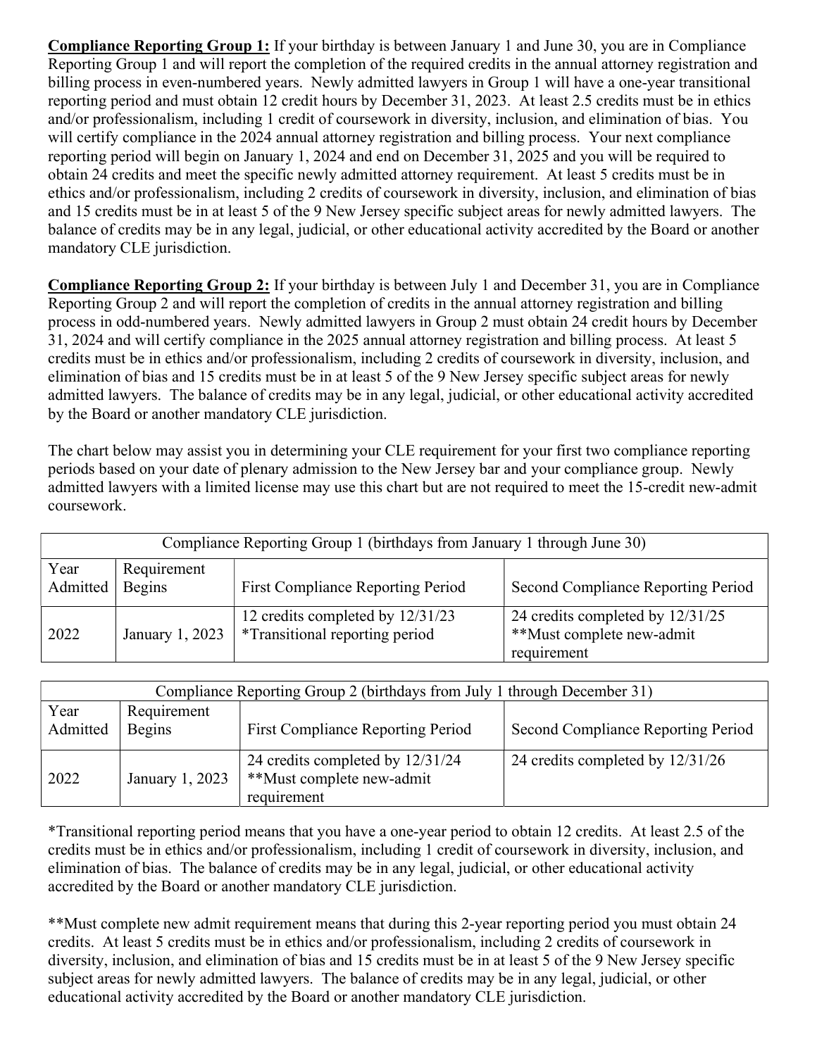**<u>Compliance Reporting Group 1:</u>** If your birthday is between January 1 and June 30, you are in Compliance Reporting Group 1 and will report the completion of the required credits in the annual attorney registration and billing process in even-numbered years. Newly admitted lawyers in Group 1 will have a one-year transitional reporting period and must obtain 12 credit hours by December 31, 2023. At least 2.5 credits must be in ethics and/or professionalism, including 1 credit of coursework in diversity, inclusion, and elimination of bias. You will certify compliance in the 2024 annual attorney registration and billing process. Your next compliance reporting period will begin on January 1, 2024 and end on December 31, 2025 and you will be required to obtain 24 credits and meet the specific newly admitted attorney requirement. At least 5 credits must be in ethics and/or professionalism, including 2 credits of coursework in diversity, inclusion, and elimination of bias and 15 credits must be in at least 5 of the 9 New Jersey specific subject areas for newly admitted lawyers. The balance of credits may be in any legal, judicial, or other educational activity accredited by the Board or another mandatory CLE jurisdiction.

**<u>Compliance Reporting Group 2:</u>** If your birthday is between July 1 and December 31, you are in Compliance Reporting Group 2 and will report the completion of credits in the annual attorney registration and billing process in odd-numbered years. Newly admitted lawyers in Group 2 must obtain 24 credit hours by December 31, 2024 and will certify compliance in the 2025 annual attorney registration and billing process. At least 5 credits must be in ethics and/or professionalism, including 2 credits of coursework in diversity, inclusion, and elimination of bias and 15 credits must be in at least 5 of the 9 New Jersey specific subject areas for newly admitted lawyers. The balance of credits may be in any legal, judicial, or other educational activity accredited by the Board or another mandatory CLE jurisdiction.

The chart below may assist you in determining your CLE requirement for your first two compliance reporting periods based on your date of plenary admission to the New Jersey bar and your compliance group. Newly admitted lawyers with a limited license may use this chart but are not required to meet the 15-credit new-admit coursework.

| Compliance Reporting Group 1 (birthdays from January 1 through June 30) | | | |
|---|---|---|---|
| Year Admitted | Requirement Begins | First Compliance Reporting Period | Second Compliance Reporting Period |
| 2022 | January 1, 2023 | 12 credits completed by 12/31/23 *Transitional reporting period | 24 credits completed by 12/31/25 **Must complete new-admit requirement |

| Compliance Reporting Group 2 (birthdays from July 1 through December 31) | | | |
|---|---|---|---|
| Year Admitted | Requirement Begins | First Compliance Reporting Period | Second Compliance Reporting Period |
| 2022 | January 1, 2023 | 24 credits completed by 12/31/24 **Must complete new-admit requirement | 24 credits completed by 12/31/26 |

*Transitional reporting period means that you have a one-year period to obtain 12 credits. At least 2.5 of the credits must be in ethics and/or professionalism, including 1 credit of coursework in diversity, inclusion, and elimination of bias. The balance of credits may be in any legal, judicial, or other educational activity accredited by the Board or another mandatory CLE jurisdiction.

**Must complete new admit requirement means that during this 2-year reporting period you must obtain 24 credits. At least 5 credits must be in ethics and/or professionalism, including 2 credits of coursework in diversity, inclusion, and elimination of bias and 15 credits must be in at least 5 of the 9 New Jersey specific subject areas for newly admitted lawyers. The balance of credits may be in any legal, judicial, or other educational activity accredited by the Board or another mandatory CLE jurisdiction.